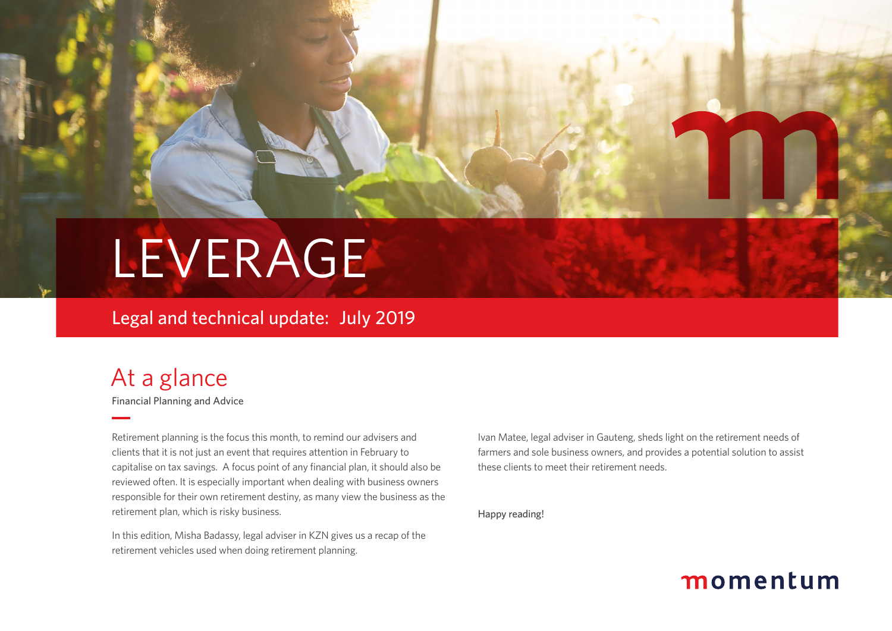# LEVERAGE

## Legal and technical update: July 2019

## At a glance

Financial Planning and Advice

Retirement planning is the focus this month, to remind our advisers and clients that it is not just an event that requires attention in February to capitalise on tax savings. A focus point of any financial plan, it should also be reviewed often. It is especially important when dealing with business owners responsible for their own retirement destiny, as many view the business as the retirement plan, which is risky business.

In this edition, Misha Badassy, legal adviser in KZN gives us a recap of the retirement vehicles used when doing retirement planning.

Ivan Matee, legal adviser in Gauteng, sheds light on the retirement needs of farmers and sole business owners, and provides a potential solution to assist these clients to meet their retirement needs.

Happy reading!

momentum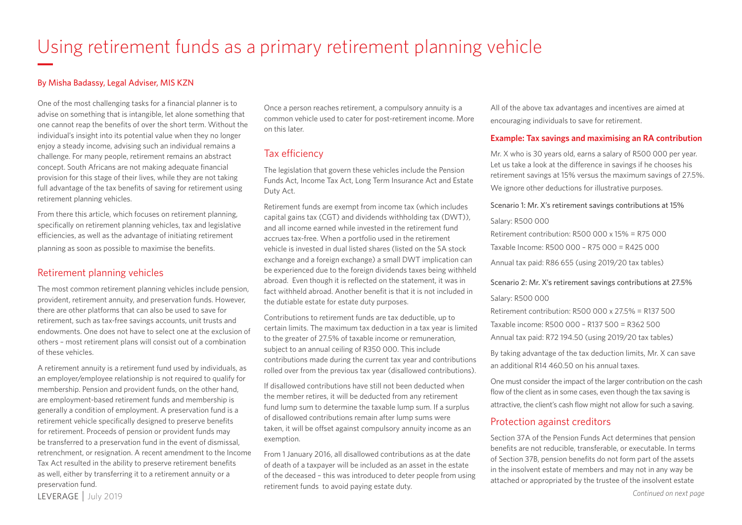# Using retirement funds as a primary retirement planning vehicle

By Misha Badassy, Legal Adviser, MIS KZN

One of the most challenging tasks for a financial planner is to advise on something that is intangible, let alone something that one cannot reap the benefits of over the short term. Without the individual's insight into its potential value when they no longer enjoy a steady income, advising such an individual remains a challenge. For many people, retirement remains an abstract concept. South Africans are not making adequate financial provision for this stage of their lives, while they are not taking full advantage of the tax benefits of saving for retirement using retirement planning vehicles.

From there this article, which focuses on retirement planning, specifically on retirement planning vehicles, tax and legislative efficiencies, as well as the advantage of initiating retirement planning as soon as possible to maximise the benefits.

## Retirement planning vehicles

The most common retirement planning vehicles include pension, provident, retirement annuity, and preservation funds. However, there are other platforms that can also be used to save for retirement, such as tax-free savings accounts, unit trusts and endowments. One does not have to select one at the exclusion of others – most retirement plans will consist out of a combination of these vehicles.

A retirement annuity is a retirement fund used by individuals, as an employer/employee relationship is not required to qualify for membership. Pension and provident funds, on the other hand, are employment-based retirement funds and membership is generally a condition of employment. A preservation fund is a retirement vehicle specifically designed to preserve benefits for retirement. Proceeds of pension or provident funds may be transferred to a preservation fund in the event of dismissal, retrenchment, or resignation. A recent amendment to the Income Tax Act resulted in the ability to preserve retirement benefits as well, either by transferring it to a retirement annuity or a preservation fund.

Once a person reaches retirement, a compulsory annuity is a common vehicle used to cater for post-retirement income. More on this later.

## Tax efficiency

The legislation that govern these vehicles include the Pension Funds Act, Income Tax Act, Long Term Insurance Act and Estate Duty Act.

Retirement funds are exempt from income tax (which includes capital gains tax (CGT) and dividends withholding tax (DWT)), and all income earned while invested in the retirement fund accrues tax-free. When a portfolio used in the retirement vehicle is invested in dual listed shares (listed on the SA stock exchange and a foreign exchange) a small DWT implication can be experienced due to the foreign dividends taxes being withheld abroad. Even though it is reflected on the statement, it was in fact withheld abroad. Another benefit is that it is not included in the dutiable estate for estate duty purposes.

Contributions to retirement funds are tax deductible, up to certain limits. The maximum tax deduction in a tax year is limited to the greater of 27.5% of taxable income or remuneration, subject to an annual ceiling of R350 000. This include contributions made during the current tax year and contributions rolled over from the previous tax year (disallowed contributions).

If disallowed contributions have still not been deducted when the member retires, it will be deducted from any retirement fund lump sum to determine the taxable lump sum. If a surplus of disallowed contributions remain after lump sums were taken, it will be offset against compulsory annuity income as an exemption.

From 1 January 2016, all disallowed contributions as at the date of death of a taxpayer will be included as an asset in the estate of the deceased – this was introduced to deter people from using retirement funds to avoid paying estate duty.

All of the above tax advantages and incentives are aimed at encouraging individuals to save for retirement.

**Example: Tax savings and maximising an RA contribution**

Mr. X who is 30 years old, earns a salary of R500 000 per year. Let us take a look at the difference in savings if he chooses his retirement savings at 15% versus the maximum savings of 27.5%. We ignore other deductions for illustrative purposes.

Scenario 1: Mr. X's retirement savings contributions at 15%

Salary: R500 000

Retirement contribution: R500 000 x 15% = R75 000

Taxable Income: R500 000 – R75 000 = R425 000

Annual tax paid: R86 655 (using 2019/20 tax tables)

Scenario 2: Mr. X's retirement savings contributions at 27.5%

Salary: R500 000

Retirement contribution: R500 000 x 27.5% = R137 500

Taxable income: R500 000 – R137 500 = R362 500

Annual tax paid: R72 194.50 (using 2019/20 tax tables)

By taking advantage of the tax deduction limits, Mr. X can save an additional R14 460.50 on his annual taxes.

One must consider the impact of the larger contribution on the cash flow of the client as in some cases, even though the tax saving is attractive, the client's cash flow might not allow for such a saving.

## Protection against creditors

Section 37A of the Pension Funds Act determines that pension benefits are not reducible, transferable, or executable. In terms of Section 37B, pension benefits do not form part of the assets in the insolvent estate of members and may not in any way be attached or appropriated by the trustee of the insolvent estate

*Continued on next page*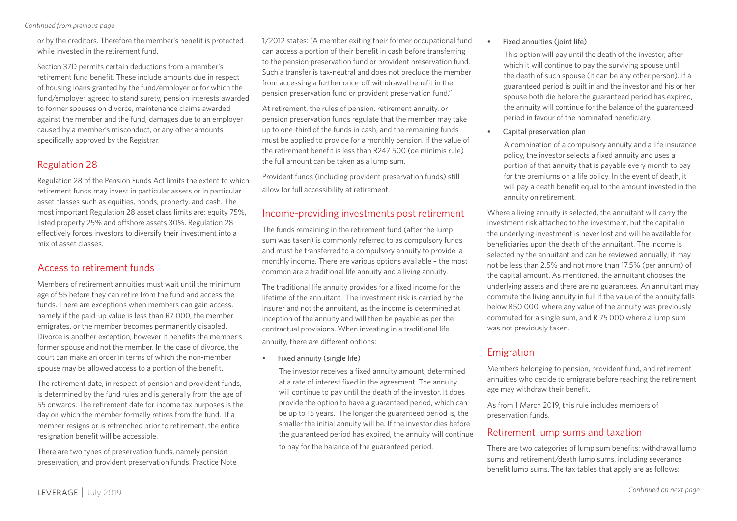or by the creditors. Therefore the member's benefit is protected while invested in the retirement fund.

Section 37D permits certain deductions from a member's retirement fund benefit. These include amounts due in respect of housing loans granted by the fund/employer or for which the fund/employer agreed to stand surety, pension interests awarded to former spouses on divorce, maintenance claims awarded against the member and the fund, damages due to an employer caused by a member's misconduct, or any other amounts specifically approved by the Registrar.

## Regulation 28

Regulation 28 of the Pension Funds Act limits the extent to which retirement funds may invest in particular assets or in particular asset classes such as equities, bonds, property, and cash. The most important Regulation 28 asset class limits are: equity 75%, listed property 25% and offshore assets 30%. Regulation 28 effectively forces investors to diversify their investment into a mix of asset classes.

## Access to retirement funds

Members of retirement annuities must wait until the minimum age of 55 before they can retire from the fund and access the funds. There are exceptions when members can gain access, namely if the paid-up value is less than R7 000, the member emigrates, or the member becomes permanently disabled. Divorce is another exception, however it benefits the member's former spouse and not the member. In the case of divorce, the court can make an order in terms of which the non-member spouse may be allowed access to a portion of the benefit.

The retirement date, in respect of pension and provident funds, is determined by the fund rules and is generally from the age of 55 onwards. The retirement date for income tax purposes is the day on which the member formally retires from the fund. If a member resigns or is retrenched prior to retirement, the entire resignation benefit will be accessible.

There are two types of preservation funds, namely pension preservation, and provident preservation funds. Practice Note 1/2012 states: "A member exiting their former occupational fund can access a portion of their benefit in cash before transferring to the pension preservation fund or provident preservation fund. Such a transfer is tax-neutral and does not preclude the member from accessing a further once-off withdrawal benefit in the pension preservation fund or provident preservation fund."

At retirement, the rules of pension, retirement annuity, or pension preservation funds regulate that the member may take up to one-third of the funds in cash, and the remaining funds must be applied to provide for a monthly pension. If the value of the retirement benefit is less than R247 500 (de minimis rule) the full amount can be taken as a lump sum.

Provident funds (including provident preservation funds) still allow for full accessibility at retirement.

## Income-providing investments post retirement

The funds remaining in the retirement fund (after the lump sum was taken) is commonly referred to as compulsory funds and must be transferred to a compulsory annuity to provide a monthly income. There are various options available – the most common are a traditional life annuity and a living annuity.

The traditional life annuity provides for a fixed income for the lifetime of the annuitant. The investment risk is carried by the insurer and not the annuitant, as the income is determined at inception of the annuity and will then be payable as per the contractual provisions. When investing in a traditional life annuity, there are different options:

- Fixed annuity (single life)

  The investor receives a fixed annuity amount, determined at a rate of interest fixed in the agreement. The annuity will continue to pay until the death of the investor. It does provide the option to have a guaranteed period, which can be up to 15 years. The longer the guaranteed period is, the smaller the initial annuity will be. If the investor dies before the guaranteed period has expired, the annuity will continue to pay for the balance of the guaranteed period.

- Fixed annuities (joint life)

  This option will pay until the death of the investor, after which it will continue to pay the surviving spouse until the death of such spouse (it can be any other person). If a guaranteed period is built in and the investor and his or her spouse both die before the guaranteed period has expired, the annuity will continue for the balance of the guaranteed period in favour of the nominated beneficiary.

- Capital preservation plan

  A combination of a compulsory annuity and a life insurance policy, the investor selects a fixed annuity and uses a portion of that annuity that is payable every month to pay for the premiums on a life policy. In the event of death, it will pay a death benefit equal to the amount invested in the annuity on retirement.

Where a living annuity is selected, the annuitant will carry the investment risk attached to the investment, but the capital in the underlying investment is never lost and will be available for beneficiaries upon the death of the annuitant. The income is selected by the annuitant and can be reviewed annually; it may not be less than 2.5% and not more than 17.5% (per annum) of the capital amount. As mentioned, the annuitant chooses the underlying assets and there are no guarantees. An annuitant may commute the living annuity in full if the value of the annuity falls below R50 000, where any value of the annuity was previously commuted for a single sum, and R 75 000 where a lump sum was not previously taken.

## Emigration

Members belonging to pension, provident fund, and retirement annuities who decide to emigrate before reaching the retirement age may withdraw their benefit.

As from 1 March 2019, this rule includes members of preservation funds.

## Retirement lump sums and taxation

There are two categories of lump sum benefits: withdrawal lump sums and retirement/death lump sums, including severance benefit lump sums. The tax tables that apply are as follows: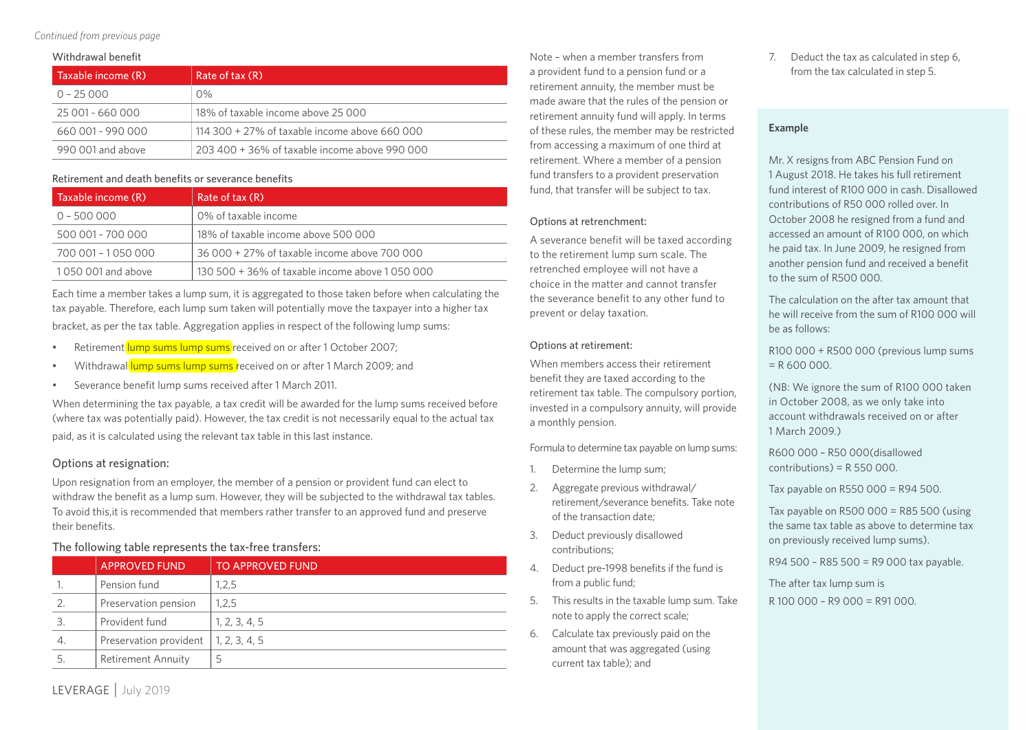*Continued from previous page*

Withdrawal benefit

| Taxable income (R) | Rate of tax (R) |
|---|---|
| 0 – 25 000 | 0% |
| 25 001 - 660 000 | 18% of taxable income above 25 000 |
| 660 001 - 990 000 | 114 300 + 27% of taxable income above 660 000 |
| 990 001 and above | 203 400 + 36% of taxable income above 990 000 |

Retirement and death benefits or severance benefits

| Taxable income (R) | Rate of tax (R) |
|---|---|
| 0 – 500 000 | 0% of taxable income |
| 500 001 - 700 000 | 18% of taxable income above 500 000 |
| 700 001 – 1 050 000 | 36 000 + 27% of taxable income above 700 000 |
| 1 050 001 and above | 130 500 + 36% of taxable income above 1 050 000 |

Each time a member takes a lump sum, it is aggregated to those taken before when calculating the tax payable. Therefore, each lump sum taken will potentially move the taxpayer into a higher tax bracket, as per the tax table. Aggregation applies in respect of the following lump sums:

- Retirement lump sums lump sums received on or after 1 October 2007;
- Withdrawal lump sums lump sums received on or after 1 March 2009; and
- Severance benefit lump sums received after 1 March 2011.

When determining the tax payable, a tax credit will be awarded for the lump sums received before (where tax was potentially paid). However, the tax credit is not necessarily equal to the actual tax paid, as it is calculated using the relevant tax table in this last instance.

## Options at resignation:

Upon resignation from an employer, the member of a pension or provident fund can elect to withdraw the benefit as a lump sum. However, they will be subjected to the withdrawal tax tables. To avoid this,it is recommended that members rather transfer to an approved fund and preserve their benefits.

The following table represents the tax-free transfers:

| | APPROVED FUND | TO APPROVED FUND |
|---|---|---|
| 1. | Pension fund | 1,2,5 |
| 2. | Preservation pension | 1,2,5 |
| 3. | Provident fund | 1, 2, 3, 4, 5 |
| 4. | Preservation provident | 1, 2, 3, 4, 5 |
| 5. | Retirement Annuity | 5 |

Note – when a member transfers from a provident fund to a pension fund or a retirement annuity, the member must be made aware that the rules of the pension or retirement annuity fund will apply. In terms of these rules, the member may be restricted from accessing a maximum of one third at retirement. Where a member of a pension fund transfers to a provident preservation fund, that transfer will be subject to tax.

### Options at retrenchment:

A severance benefit will be taxed according to the retirement lump sum scale. The retrenched employee will not have a choice in the matter and cannot transfer the severance benefit to any other fund to prevent or delay taxation.

### Options at retirement:

When members access their retirement benefit they are taxed according to the retirement tax table. The compulsory portion, invested in a compulsory annuity, will provide a monthly pension.

Formula to determine tax payable on lump sums:

1. Determine the lump sum;
2. Aggregate previous withdrawal/retirement/severance benefits. Take note of the transaction date;
3. Deduct previously disallowed contributions;
4. Deduct pre-1998 benefits if the fund is from a public fund;
5. This results in the taxable lump sum. Take note to apply the correct scale;
6. Calculate tax previously paid on the amount that was aggregated (using current tax table); and
7. Deduct the tax as calculated in step 6, from the tax calculated in step 5.

**Example**

Mr. X resigns from ABC Pension Fund on 1 August 2018. He takes his full retirement fund interest of R100 000 in cash. Disallowed contributions of R50 000 rolled over. In October 2008 he resigned from a fund and accessed an amount of R100 000, on which he paid tax. In June 2009, he resigned from another pension fund and received a benefit to the sum of R500 000.

The calculation on the after tax amount that he will receive from the sum of R100 000 will be as follows:

R100 000 + R500 000 (previous lump sums = R 600 000.

(NB: We ignore the sum of R100 000 taken in October 2008, as we only take into account withdrawals received on or after 1 March 2009.)

R600 000 – R50 000(disallowed contributions) = R 550 000.

Tax payable on R550 000 = R94 500.

Tax payable on R500 000 = R85 500 (using the same tax table as above to determine tax on previously received lump sums).

R94 500 – R85 500 = R9 000 tax payable.

The after tax lump sum is
R 100 000 – R9 000 = R91 000.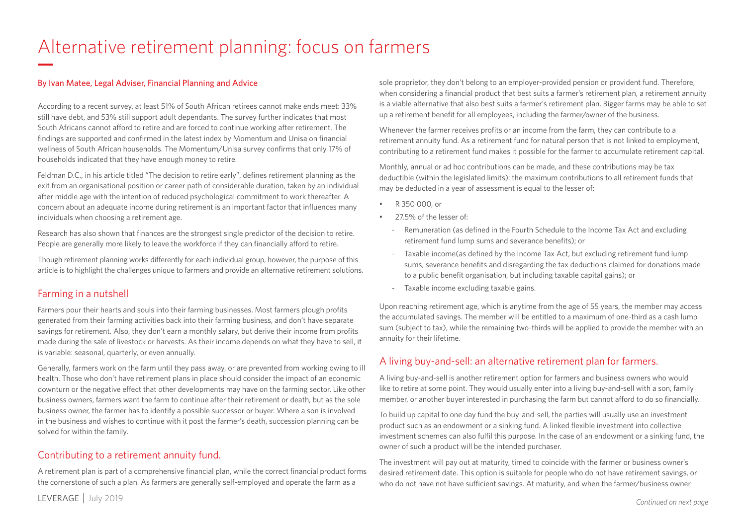# Alternative retirement planning: focus on farmers

By Ivan Matee, Legal Adviser, Financial Planning and Advice

According to a recent survey, at least 51% of South African retirees cannot make ends meet: 33% still have debt, and 53% still support adult dependants. The survey further indicates that most South Africans cannot afford to retire and are forced to continue working after retirement. The findings are supported and confirmed in the latest index by Momentum and Unisa on financial wellness of South African households. The Momentum/Unisa survey confirms that only 17% of households indicated that they have enough money to retire.

Feldman D.C., in his article titled "The decision to retire early", defines retirement planning as the exit from an organisational position or career path of considerable duration, taken by an individual after middle age with the intention of reduced psychological commitment to work thereafter. A concern about an adequate income during retirement is an important factor that influences many individuals when choosing a retirement age.

Research has also shown that finances are the strongest single predictor of the decision to retire. People are generally more likely to leave the workforce if they can financially afford to retire.

Though retirement planning works differently for each individual group, however, the purpose of this article is to highlight the challenges unique to farmers and provide an alternative retirement solutions.

## Farming in a nutshell

Farmers pour their hearts and souls into their farming businesses. Most farmers plough profits generated from their farming activities back into their farming business, and don't have separate savings for retirement. Also, they don't earn a monthly salary, but derive their income from profits made during the sale of livestock or harvests. As their income depends on what they have to sell, it is variable: seasonal, quarterly, or even annually.

Generally, farmers work on the farm until they pass away, or are prevented from working owing to ill health. Those who don't have retirement plans in place should consider the impact of an economic downturn or the negative effect that other developments may have on the farming sector. Like other business owners, farmers want the farm to continue after their retirement or death, but as the sole business owner, the farmer has to identify a possible successor or buyer. Where a son is involved in the business and wishes to continue with it post the farmer's death, succession planning can be solved for within the family.

## Contributing to a retirement annuity fund.

A retirement plan is part of a comprehensive financial plan, while the correct financial product forms the cornerstone of such a plan. As farmers are generally self-employed and operate the farm as a sole proprietor, they don't belong to an employer-provided pension or provident fund. Therefore, when considering a financial product that best suits a farmer's retirement plan, a retirement annuity is a viable alternative that also best suits a farmer's retirement plan. Bigger farms may be able to set up a retirement benefit for all employees, including the farmer/owner of the business.

Whenever the farmer receives profits or an income from the farm, they can contribute to a retirement annuity fund. As a retirement fund for natural person that is not linked to employment, contributing to a retirement fund makes it possible for the farmer to accumulate retirement capital.

Monthly, annual or ad hoc contributions can be made, and these contributions may be tax deductible (within the legislated limits): the maximum contributions to all retirement funds that may be deducted in a year of assessment is equal to the lesser of:

- R 350 000, or
- 27.5% of the lesser of:
  - Remuneration (as defined in the Fourth Schedule to the Income Tax Act and excluding retirement fund lump sums and severance benefits); or
  - Taxable income(as defined by the Income Tax Act, but excluding retirement fund lump sums, severance benefits and disregarding the tax deductions claimed for donations made to a public benefit organisation, but including taxable capital gains); or
  - Taxable income excluding taxable gains.

Upon reaching retirement age, which is anytime from the age of 55 years, the member may access the accumulated savings. The member will be entitled to a maximum of one-third as a cash lump sum (subject to tax), while the remaining two-thirds will be applied to provide the member with an annuity for their lifetime.

## A living buy-and-sell: an alternative retirement plan for farmers.

A living buy-and-sell is another retirement option for farmers and business owners who would like to retire at some point. They would usually enter into a living buy-and-sell with a son, family member, or another buyer interested in purchasing the farm but cannot afford to do so financially.

To build up capital to one day fund the buy-and-sell, the parties will usually use an investment product such as an endowment or a sinking fund. A linked flexible investment into collective investment schemes can also fulfil this purpose. In the case of an endowment or a sinking fund, the owner of such a product will be the intended purchaser.

The investment will pay out at maturity, timed to coincide with the farmer or business owner's desired retirement date. This option is suitable for people who do not have retirement savings, or who do not have not have sufficient savings. At maturity, and when the farmer/business owner

*Continued on next page*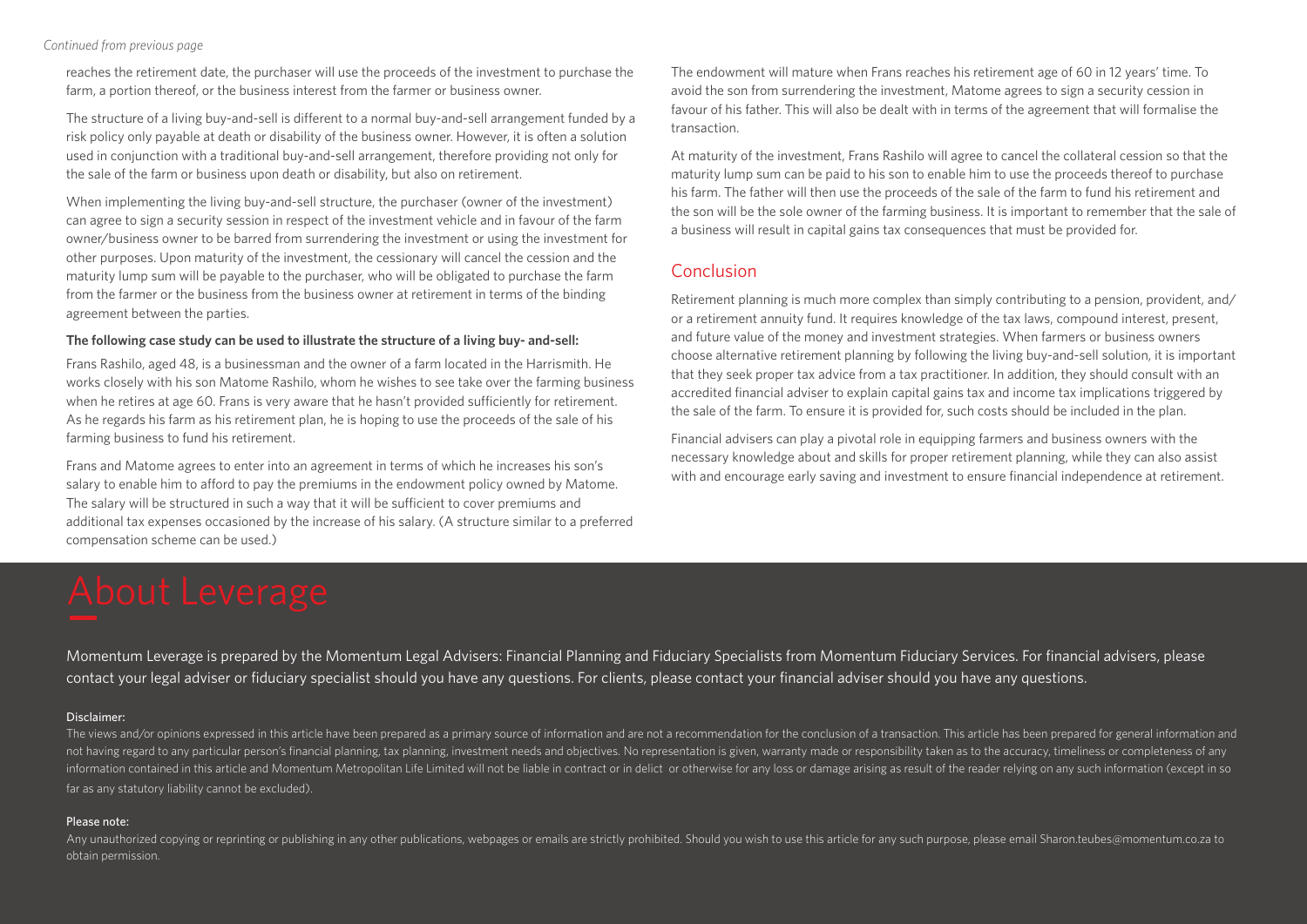*Continued from previous page*

reaches the retirement date, the purchaser will use the proceeds of the investment to purchase the farm, a portion thereof, or the business interest from the farmer or business owner.

The structure of a living buy-and-sell is different to a normal buy-and-sell arrangement funded by a risk policy only payable at death or disability of the business owner. However, it is often a solution used in conjunction with a traditional buy-and-sell arrangement, therefore providing not only for the sale of the farm or business upon death or disability, but also on retirement.

When implementing the living buy-and-sell structure, the purchaser (owner of the investment) can agree to sign a security session in respect of the investment vehicle and in favour of the farm owner/business owner to be barred from surrendering the investment or using the investment for other purposes. Upon maturity of the investment, the cessionary will cancel the cession and the maturity lump sum will be payable to the purchaser, who will be obligated to purchase the farm from the farmer or the business from the business owner at retirement in terms of the binding agreement between the parties.

**The following case study can be used to illustrate the structure of a living buy- and-sell:**

Frans Rashilo, aged 48, is a businessman and the owner of a farm located in the Harrismith. He works closely with his son Matome Rashilo, whom he wishes to see take over the farming business when he retires at age 60. Frans is very aware that he hasn't provided sufficiently for retirement. As he regards his farm as his retirement plan, he is hoping to use the proceeds of the sale of his farming business to fund his retirement.

Frans and Matome agrees to enter into an agreement in terms of which he increases his son's salary to enable him to afford to pay the premiums in the endowment policy owned by Matome. The salary will be structured in such a way that it will be sufficient to cover premiums and additional tax expenses occasioned by the increase of his salary. (A structure similar to a preferred compensation scheme can be used.)

The endowment will mature when Frans reaches his retirement age of 60 in 12 years' time. To avoid the son from surrendering the investment, Matome agrees to sign a security cession in favour of his father. This will also be dealt with in terms of the agreement that will formalise the transaction.

At maturity of the investment, Frans Rashilo will agree to cancel the collateral cession so that the maturity lump sum can be paid to his son to enable him to use the proceeds thereof to purchase his farm. The father will then use the proceeds of the sale of the farm to fund his retirement and the son will be the sole owner of the farming business. It is important to remember that the sale of a business will result in capital gains tax consequences that must be provided for.

## Conclusion

Retirement planning is much more complex than simply contributing to a pension, provident, and/or a retirement annuity fund. It requires knowledge of the tax laws, compound interest, present, and future value of the money and investment strategies. When farmers or business owners choose alternative retirement planning by following the living buy-and-sell solution, it is important that they seek proper tax advice from a tax practitioner. In addition, they should consult with an accredited financial adviser to explain capital gains tax and income tax implications triggered by the sale of the farm. To ensure it is provided for, such costs should be included in the plan.

Financial advisers can play a pivotal role in equipping farmers and business owners with the necessary knowledge about and skills for proper retirement planning, while they can also assist with and encourage early saving and investment to ensure financial independence at retirement.

# About Leverage

Momentum Leverage is prepared by the Momentum Legal Advisers: Financial Planning and Fiduciary Specialists from Momentum Fiduciary Services. For financial advisers, please contact your legal adviser or fiduciary specialist should you have any questions. For clients, please contact your financial adviser should you have any questions.

**Disclaimer:**

The views and/or opinions expressed in this article have been prepared as a primary source of information and are not a recommendation for the conclusion of a transaction. This article has been prepared for general information and not having regard to any particular person's financial planning, tax planning, investment needs and objectives. No representation is given, warranty made or responsibility taken as to the accuracy, timeliness or completeness of any information contained in this article and Momentum Metropolitan Life Limited will not be liable in contract or in delict or otherwise for any loss or damage arising as result of the reader relying on any such information (except in so far as any statutory liability cannot be excluded).

**Please note:**

Any unauthorized copying or reprinting or publishing in any other publications, webpages or emails are strictly prohibited. Should you wish to use this article for any such purpose, please email Sharon.teubes@momentum.co.za to obtain permission.